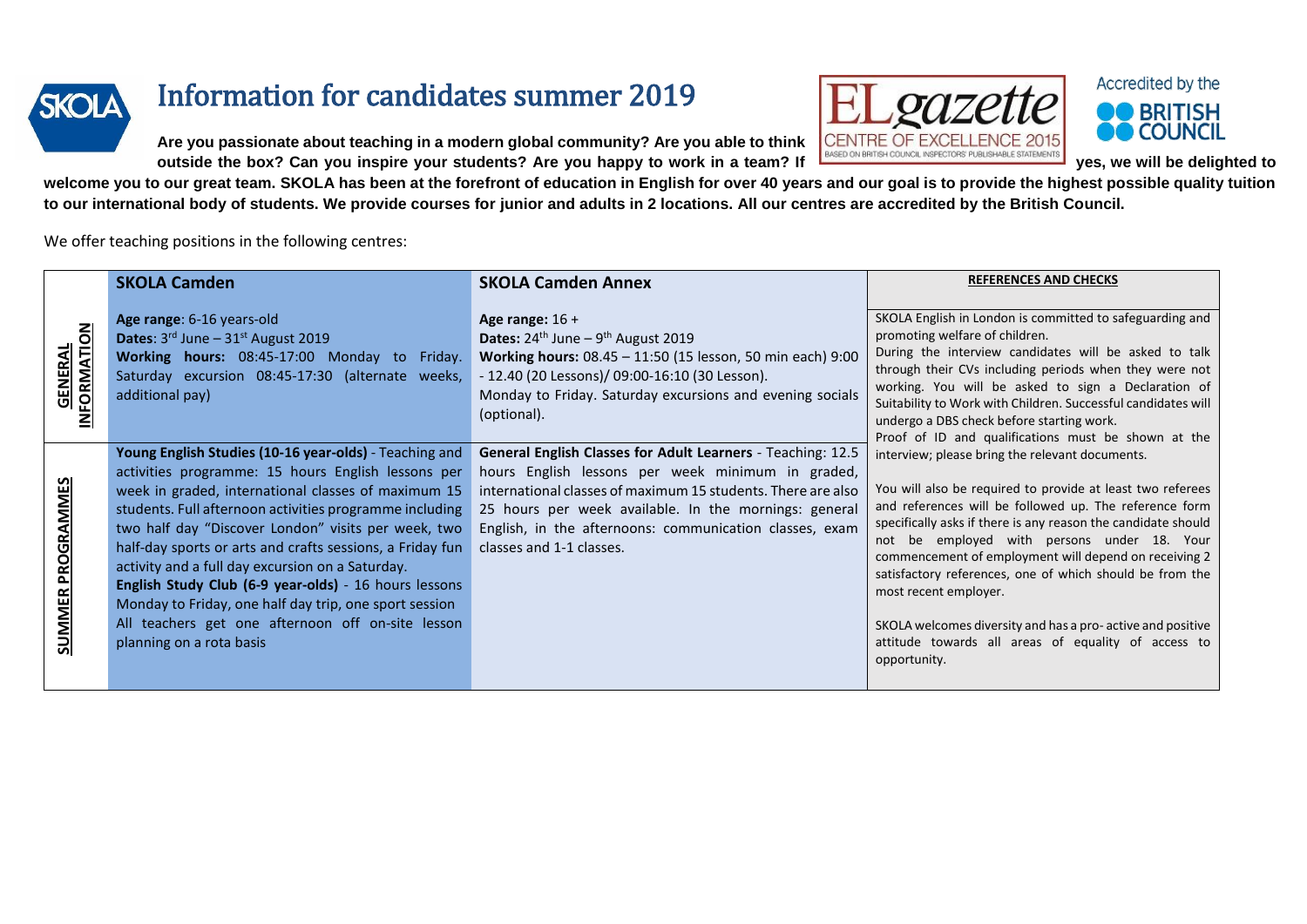# Information for candidates summer 2019

**Are you passionate about teaching in a modern global community? Are you able to think outside the box? Can you inspire your students? Are you happy to work in a team? If yes, we will be delighted to welcome you to our great team. SKOLA has been at the forefront of education in English for over 40 years and our goal is to provide the highest possible quality tuition to our international body of students. We provide courses for junior and adults in 2 locations. All our centres are accredited by the British Council.**

We offer teaching positions in the following centres:

| | **SKOLA Camden** | **SKOLA Camden Annex** | **REFERENCES AND CHECKS** |
|---|---|---|---|
| **GENERAL INFORMATION** | **Age range**: 6-16 years-old<br>**Dates**: 3rd June – 31st August 2019<br>**Working hours:** 08:45-17:00 Monday to Friday. Saturday excursion 08:45-17:30 (alternate weeks, additional pay) | **Age range:** 16 +<br>**Dates:** 24th June – 9th August 2019<br>**Working hours:** 08.45 – 11:50 (15 lesson, 50 min each) 9:00 - 12.40 (20 Lessons)/ 09:00-16:10 (30 Lesson).<br>Monday to Friday. Saturday excursions and evening socials (optional). | SKOLA English in London is committed to safeguarding and promoting welfare of children.<br>During the interview candidates will be asked to talk through their CVs including periods when they were not working. You will be asked to sign a Declaration of Suitability to Work with Children. Successful candidates will undergo a DBS check before starting work.<br>Proof of ID and qualifications must be shown at the interview; please bring the relevant documents.<br><br>You will also be required to provide at least two referees and references will be followed up. The reference form specifically asks if there is any reason the candidate should not be employed with persons under 18. Your commencement of employment will depend on receiving 2 satisfactory references, one of which should be from the most recent employer.<br><br>SKOLA welcomes diversity and has a pro- active and positive attitude towards all areas of equality of access to opportunity. |
| **SUMMER PROGRAMMES** | **Young English Studies (10-16 year-olds)** - Teaching and activities programme: 15 hours English lessons per week in graded, international classes of maximum 15 students. Full afternoon activities programme including two half day "Discover London" visits per week, two half-day sports or arts and crafts sessions, a Friday fun activity and a full day excursion on a Saturday.<br>**English Study Club (6-9 year-olds)** - 16 hours lessons Monday to Friday, one half day trip, one sport session<br>All teachers get one afternoon off on-site lesson planning on a rota basis | **General English Classes for Adult Learners** - Teaching: 12.5 hours English lessons per week minimum in graded, international classes of maximum 15 students. There are also 25 hours per week available. In the mornings: general English, in the afternoons: communication classes, exam classes and 1-1 classes. | |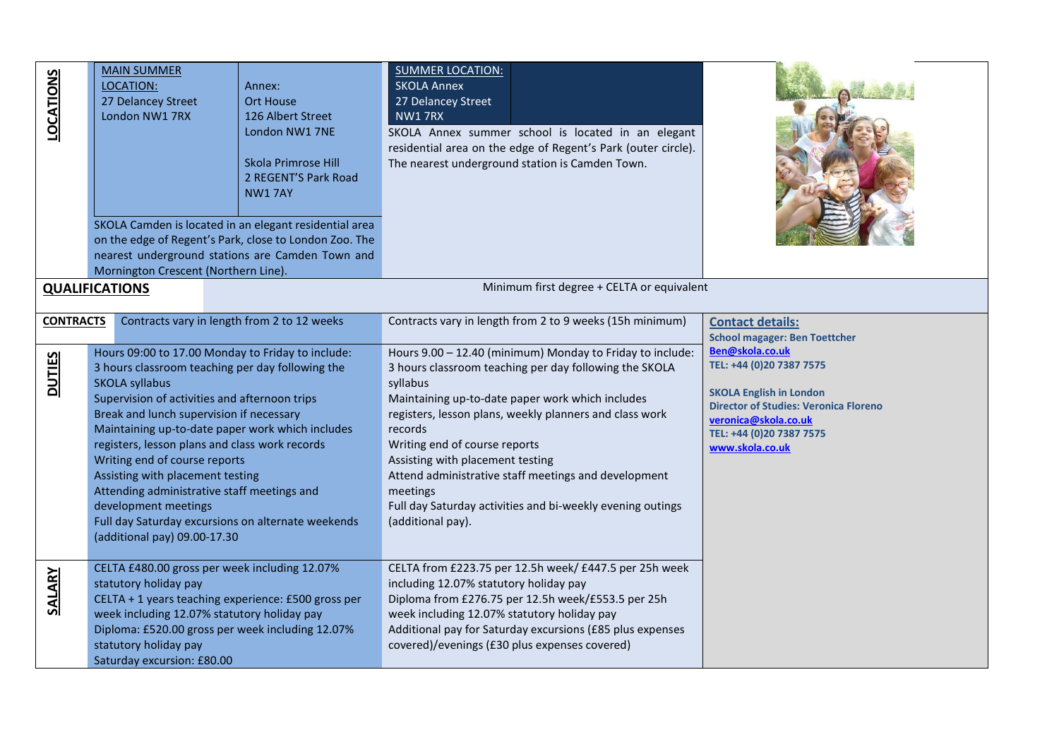| | | | | |
|---|---|---|---|---|
| **LOCATIONS** | MAIN SUMMER LOCATION:<br>27 Delancey Street<br>London NW1 7RX<br><br>Annex:<br>Ort House<br>126 Albert Street<br>London NW1 7NE<br><br>Skola Primrose Hill<br>2 REGENT'S Park Road<br>NW1 7AY<br><br>SKOLA Camden is located in an elegant residential area on the edge of Regent's Park, close to London Zoo. The nearest underground stations are Camden Town and Mornington Crescent (Northern Line). | SUMMER LOCATION:<br>SKOLA Annex<br>27 Delancey Street<br>NW1 7RX<br><br>SKOLA Annex summer school is located in an elegant residential area on the edge of Regent's Park (outer circle). The nearest underground station is Camden Town. | | |
| **QUALIFICATIONS** | Minimum first degree + CELTA or equivalent | | | |
| **CONTRACTS** | Contracts vary in length from 2 to 12 weeks | Contracts vary in length from 2 to 9 weeks (15h minimum) | **Contact details:**<br>**School magager: Ben Toettcher**<br>**Ben@skola.co.uk**<br>**TEL: +44 (0)20 7387 7575**<br><br>**SKOLA English in London**<br>**Director of Studies: Veronica Floreno**<br>**veronica@skola.co.uk**<br>**TEL: +44 (0)20 7387 7575**<br>**www.skola.co.uk** | |
| **DUTIES** | Hours 09:00 to 17.00 Monday to Friday to include:<br>3 hours classroom teaching per day following the SKOLA syllabus<br>Supervision of activities and afternoon trips<br>Break and lunch supervision if necessary<br>Maintaining up-to-date paper work which includes registers, lesson plans and class work records<br>Writing end of course reports<br>Assisting with placement testing<br>Attending administrative staff meetings and development meetings<br>Full day Saturday excursions on alternate weekends (additional pay) 09.00-17.30 | Hours 9.00 – 12.40 (minimum) Monday to Friday to include:<br>3 hours classroom teaching per day following the SKOLA syllabus<br>Maintaining up-to-date paper work which includes registers, lesson plans, weekly planners and class work records<br>Writing end of course reports<br>Assisting with placement testing<br>Attend administrative staff meetings and development meetings<br>Full day Saturday activities and bi-weekly evening outings (additional pay). | | |
| **SALARY** | CELTA £480.00 gross per week including 12.07% statutory holiday pay<br>CELTA + 1 years teaching experience: £500 gross per week including 12.07% statutory holiday pay<br>Diploma: £520.00 gross per week including 12.07% statutory holiday pay<br>Saturday excursion: £80.00 | CELTA from £223.75 per 12.5h week/ £447.5 per 25h week including 12.07% statutory holiday pay<br>Diploma from £276.75 per 12.5h week/£553.5 per 25h week including 12.07% statutory holiday pay<br>Additional pay for Saturday excursions (£85 plus expenses covered)/evenings (£30 plus expenses covered) | | |